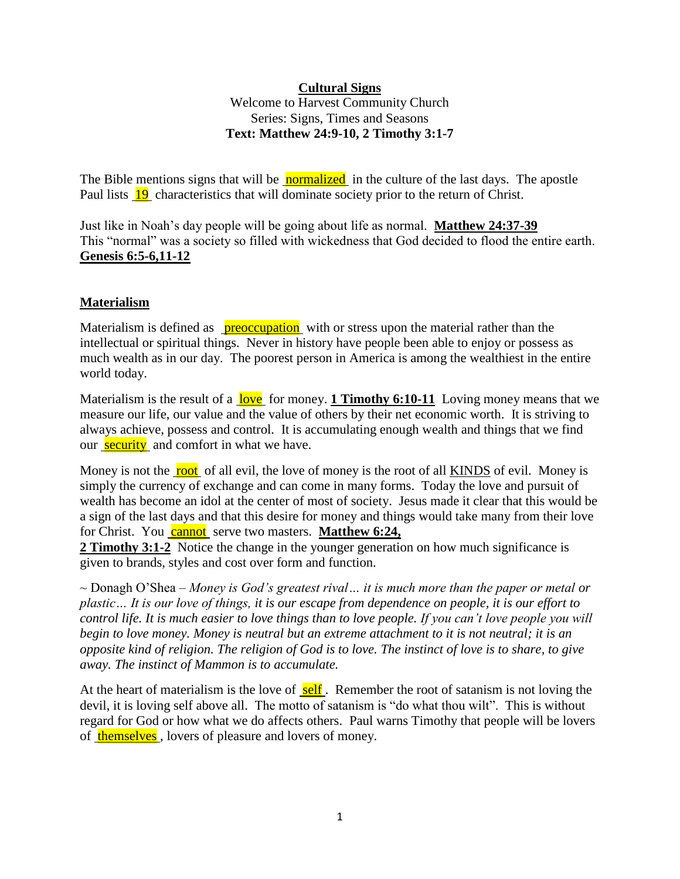**Cultural Signs**

Welcome to Harvest Community Church
Series: Signs, Times and Seasons
**Text: Matthew 24:9-10, 2 Timothy 3:1-7**

The Bible mentions signs that will be normalized in the culture of the last days. The apostle Paul lists 19 characteristics that will dominate society prior to the return of Christ.

Just like in Noah's day people will be going about life as normal. **Matthew 24:37-39**
This "normal" was a society so filled with wickedness that God decided to flood the entire earth. **Genesis 6:5-6,11-12**

## Materialism

Materialism is defined as preoccupation with or stress upon the material rather than the intellectual or spiritual things. Never in history have people been able to enjoy or possess as much wealth as in our day. The poorest person in America is among the wealthiest in the entire world today.

Materialism is the result of a love for money. **1 Timothy 6:10-11** Loving money means that we measure our life, our value and the value of others by their net economic worth. It is striving to always achieve, possess and control. It is accumulating enough wealth and things that we find our security and comfort in what we have.

Money is not the root of all evil, the love of money is the root of all KINDS of evil. Money is simply the currency of exchange and can come in many forms. Today the love and pursuit of wealth has become an idol at the center of most of society. Jesus made it clear that this would be a sign of the last days and that this desire for money and things would take many from their love for Christ. You cannot serve two masters. **Matthew 6:24,**
**2 Timothy 3:1-2** Notice the change in the younger generation on how much significance is given to brands, styles and cost over form and function.

~ Donagh O'Shea – *Money is God's greatest rival… it is much more than the paper or metal or plastic… It is our love of things, it is our escape from dependence on people, it is our effort to control life. It is much easier to love things than to love people. If you can't love people you will begin to love money. Money is neutral but an extreme attachment to it is not neutral; it is an opposite kind of religion. The religion of God is to love. The instinct of love is to share, to give away. The instinct of Mammon is to accumulate.*

At the heart of materialism is the love of self. Remember the root of satanism is not loving the devil, it is loving self above all. The motto of satanism is "do what thou wilt". This is without regard for God or how what we do affects others. Paul warns Timothy that people will be lovers of themselves, lovers of pleasure and lovers of money.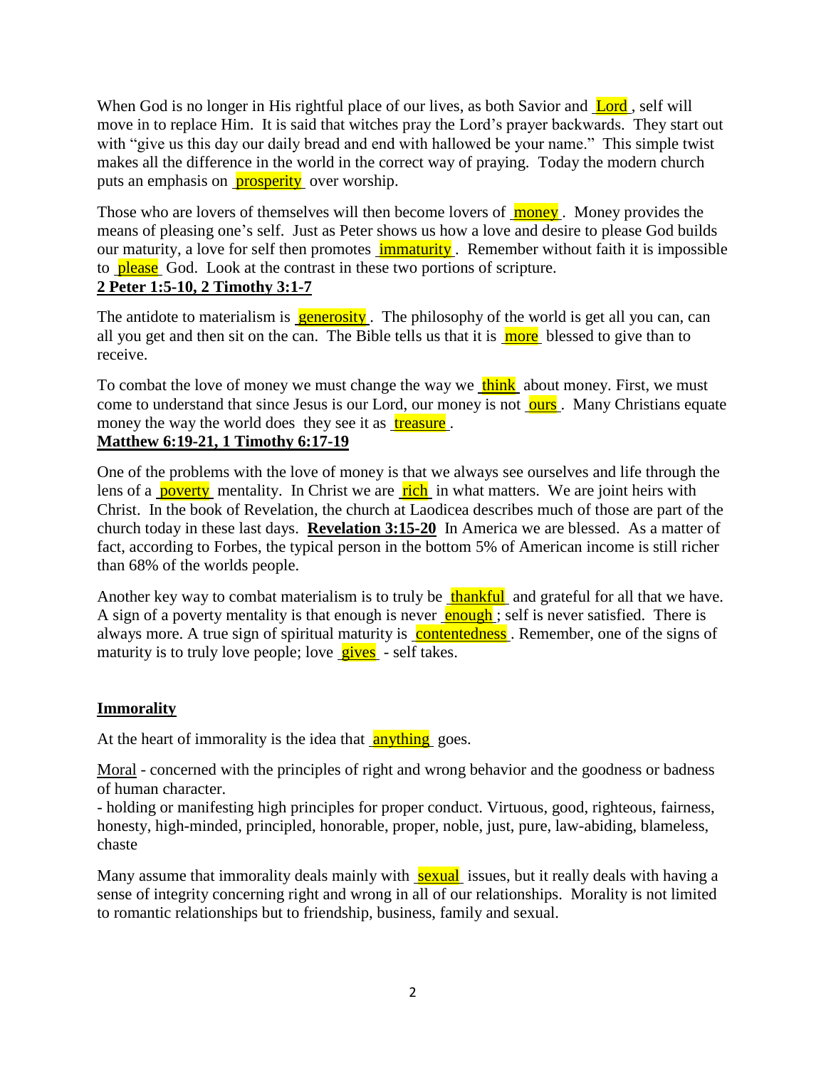When God is no longer in His rightful place of our lives, as both Savior and Lord, self will move in to replace Him. It is said that witches pray the Lord's prayer backwards. They start out with "give us this day our daily bread and end with hallowed be your name." This simple twist makes all the difference in the world in the correct way of praying. Today the modern church puts an emphasis on prosperity over worship.

Those who are lovers of themselves will then become lovers of money. Money provides the means of pleasing one's self. Just as Peter shows us how a love and desire to please God builds our maturity, a love for self then promotes immaturity. Remember without faith it is impossible to please God. Look at the contrast in these two portions of scripture.
**2 Peter 1:5-10, 2 Timothy 3:1-7**

The antidote to materialism is generosity. The philosophy of the world is get all you can, can all you get and then sit on the can. The Bible tells us that it is more blessed to give than to receive.

To combat the love of money we must change the way we think about money. First, we must come to understand that since Jesus is our Lord, our money is not ours. Many Christians equate money the way the world does they see it as treasure.
**Matthew 6:19-21, 1 Timothy 6:17-19**

One of the problems with the love of money is that we always see ourselves and life through the lens of a poverty mentality. In Christ we are rich in what matters. We are joint heirs with Christ. In the book of Revelation, the church at Laodicea describes much of those are part of the church today in these last days. **Revelation 3:15-20** In America we are blessed. As a matter of fact, according to Forbes, the typical person in the bottom 5% of American income is still richer than 68% of the worlds people.

Another key way to combat materialism is to truly be thankful and grateful for all that we have. A sign of a poverty mentality is that enough is never enough; self is never satisfied. There is always more. A true sign of spiritual maturity is contentedness. Remember, one of the signs of maturity is to truly love people; love gives - self takes.

**Immorality**

At the heart of immorality is the idea that anything goes.

Moral - concerned with the principles of right and wrong behavior and the goodness or badness of human character.
- holding or manifesting high principles for proper conduct. Virtuous, good, righteous, fairness, honesty, high-minded, principled, honorable, proper, noble, just, pure, law-abiding, blameless, chaste

Many assume that immorality deals mainly with sexual issues, but it really deals with having a sense of integrity concerning right and wrong in all of our relationships. Morality is not limited to romantic relationships but to friendship, business, family and sexual.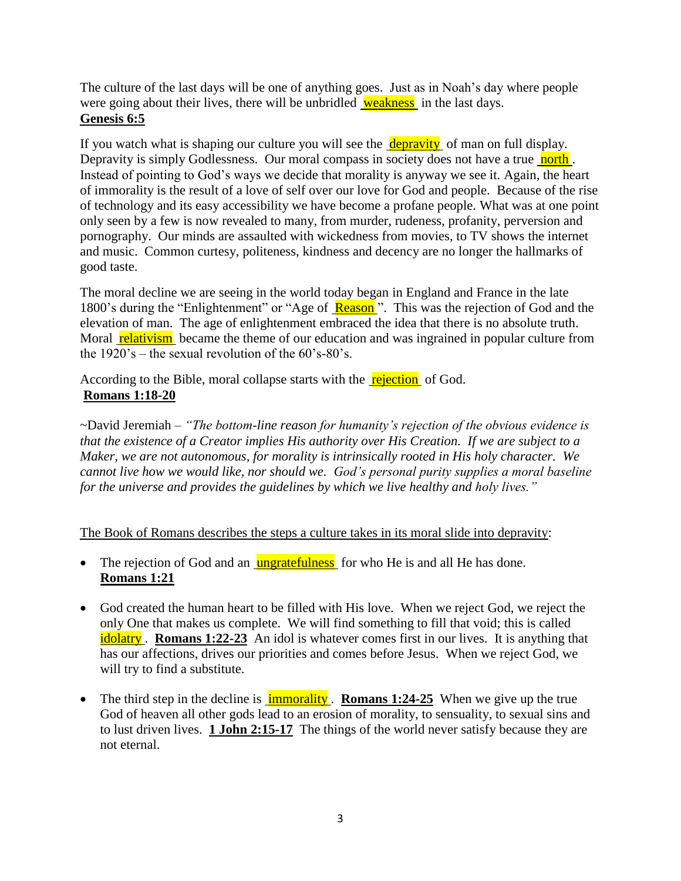The culture of the last days will be one of anything goes. Just as in Noah's day where people were going about their lives, there will be unbridled weakness in the last days.
**Genesis 6:5**

If you watch what is shaping our culture you will see the depravity of man on full display. Depravity is simply Godlessness. Our moral compass in society does not have a true north. Instead of pointing to God's ways we decide that morality is anyway we see it. Again, the heart of immorality is the result of a love of self over our love for God and people. Because of the rise of technology and its easy accessibility we have become a profane people. What was at one point only seen by a few is now revealed to many, from murder, rudeness, profanity, perversion and pornography. Our minds are assaulted with wickedness from movies, to TV shows the internet and music. Common curtesy, politeness, kindness and decency are no longer the hallmarks of good taste.

The moral decline we are seeing in the world today began in England and France in the late 1800's during the "Enlightenment" or "Age of Reason". This was the rejection of God and the elevation of man. The age of enlightenment embraced the idea that there is no absolute truth. Moral relativism became the theme of our education and was ingrained in popular culture from the 1920's – the sexual revolution of the 60's-80's.

According to the Bible, moral collapse starts with the rejection of God.
**Romans 1:18-20**

~David Jeremiah – *"The bottom-line reason for humanity's rejection of the obvious evidence is that the existence of a Creator implies His authority over His Creation. If we are subject to a Maker, we are not autonomous, for morality is intrinsically rooted in His holy character. We cannot live how we would like, nor should we. God's personal purity supplies a moral baseline for the universe and provides the guidelines by which we live healthy and holy lives."*

The Book of Romans describes the steps a culture takes in its moral slide into depravity:

- The rejection of God and an ungratefulness for who He is and all He has done. **Romans 1:21**
- God created the human heart to be filled with His love. When we reject God, we reject the only One that makes us complete. We will find something to fill that void; this is called idolatry. **Romans 1:22-23** An idol is whatever comes first in our lives. It is anything that has our affections, drives our priorities and comes before Jesus. When we reject God, we will try to find a substitute.
- The third step in the decline is immorality. **Romans 1:24-25** When we give up the true God of heaven all other gods lead to an erosion of morality, to sensuality, to sexual sins and to lust driven lives. **1 John 2:15-17** The things of the world never satisfy because they are not eternal.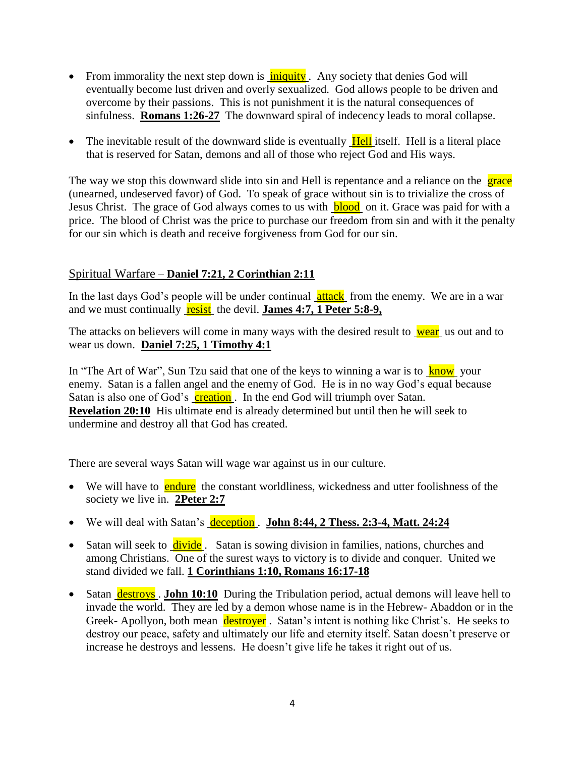- From immorality the next step down is iniquity. Any society that denies God will eventually become lust driven and overly sexualized. God allows people to be driven and overcome by their passions. This is not punishment it is the natural consequences of sinfulness. **Romans 1:26-27** The downward spiral of indecency leads to moral collapse.

- The inevitable result of the downward slide is eventually Hell itself. Hell is a literal place that is reserved for Satan, demons and all of those who reject God and His ways.

The way we stop this downward slide into sin and Hell is repentance and a reliance on the grace (unearned, undeserved favor) of God. To speak of grace without sin is to trivialize the cross of Jesus Christ. The grace of God always comes to us with blood on it. Grace was paid for with a price. The blood of Christ was the price to purchase our freedom from sin and with it the penalty for our sin which is death and receive forgiveness from God for our sin.

## Spiritual Warfare – **Daniel 7:21, 2 Corinthian 2:11**

In the last days God's people will be under continual attack from the enemy. We are in a war and we must continually resist the devil. **James 4:7, 1 Peter 5:8-9,**

The attacks on believers will come in many ways with the desired result to wear us out and to wear us down. **Daniel 7:25, 1 Timothy 4:1**

In "The Art of War", Sun Tzu said that one of the keys to winning a war is to know your enemy. Satan is a fallen angel and the enemy of God. He is in no way God's equal because Satan is also one of God's creation. In the end God will triumph over Satan. **Revelation 20:10** His ultimate end is already determined but until then he will seek to undermine and destroy all that God has created.

There are several ways Satan will wage war against us in our culture.

- We will have to endure the constant worldliness, wickedness and utter foolishness of the society we live in. **2Peter 2:7**

- We will deal with Satan's deception. **John 8:44, 2 Thess. 2:3-4, Matt. 24:24**

- Satan will seek to divide. Satan is sowing division in families, nations, churches and among Christians. One of the surest ways to victory is to divide and conquer. United we stand divided we fall. **1 Corinthians 1:10, Romans 16:17-18**

- Satan destroys. **John 10:10** During the Tribulation period, actual demons will leave hell to invade the world. They are led by a demon whose name is in the Hebrew- Abaddon or in the Greek- Apollyon, both mean destroyer. Satan's intent is nothing like Christ's. He seeks to destroy our peace, safety and ultimately our life and eternity itself. Satan doesn't preserve or increase he destroys and lessens. He doesn't give life he takes it right out of us.